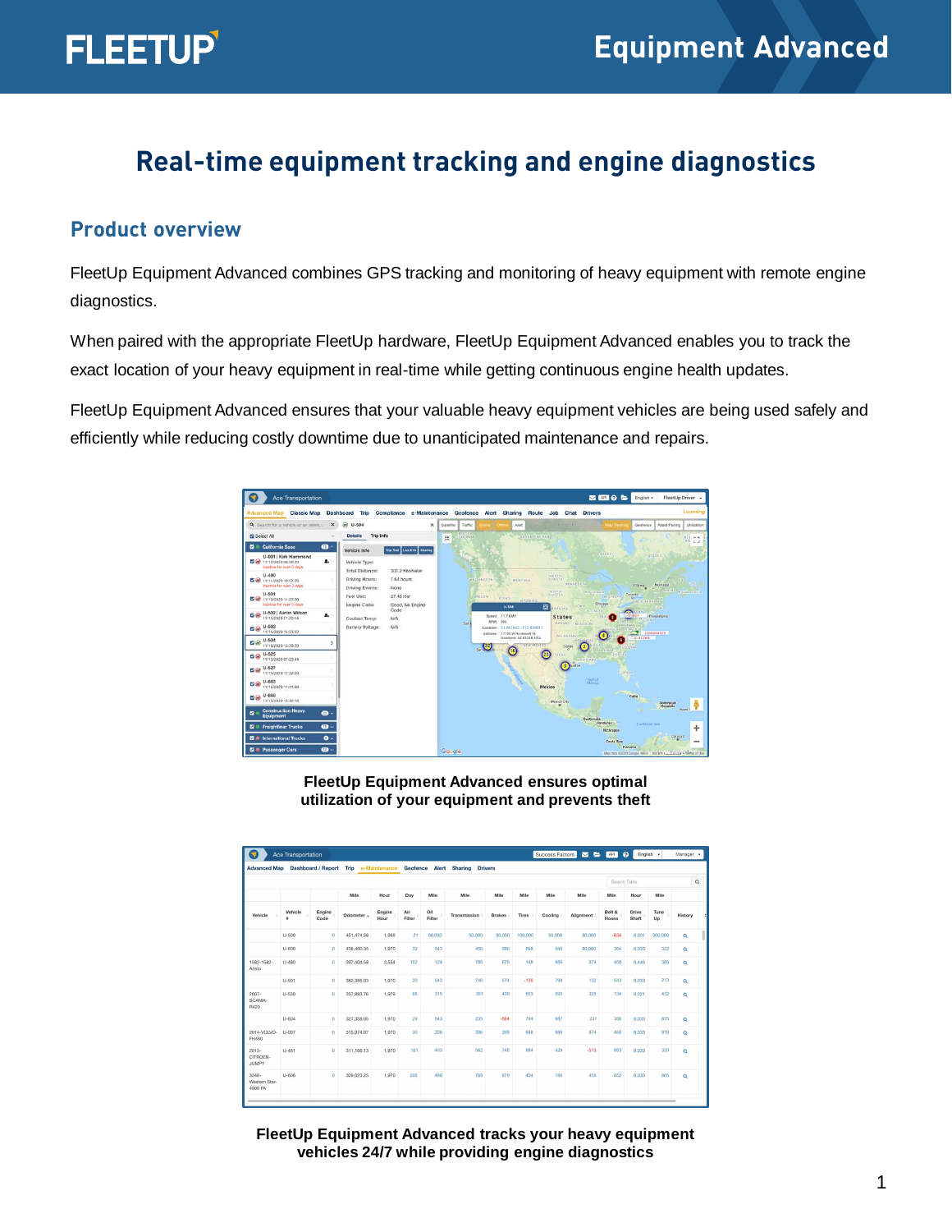# Real-time equipment tracking and engine diagnostics

## Product overview

FleetUp Equipment Advanced combines GPS tracking and monitoring of heavy equipment with remote engine diagnostics.

When paired with the appropriate FleetUp hardware, FleetUp Equipment Advanced enables you to track the exact location of your heavy equipment in real-time while getting continuous engine health updates.

FleetUp Equipment Advanced ensures that your valuable heavy equipment vehicles are being used safely and efficiently while reducing costly downtime due to unanticipated maintenance and repairs.

**FleetUp Equipment Advanced ensures optimal utilization of your equipment and prevents theft**

**FleetUp Equipment Advanced tracks your heavy equipment vehicles 24/7 while providing engine diagnostics**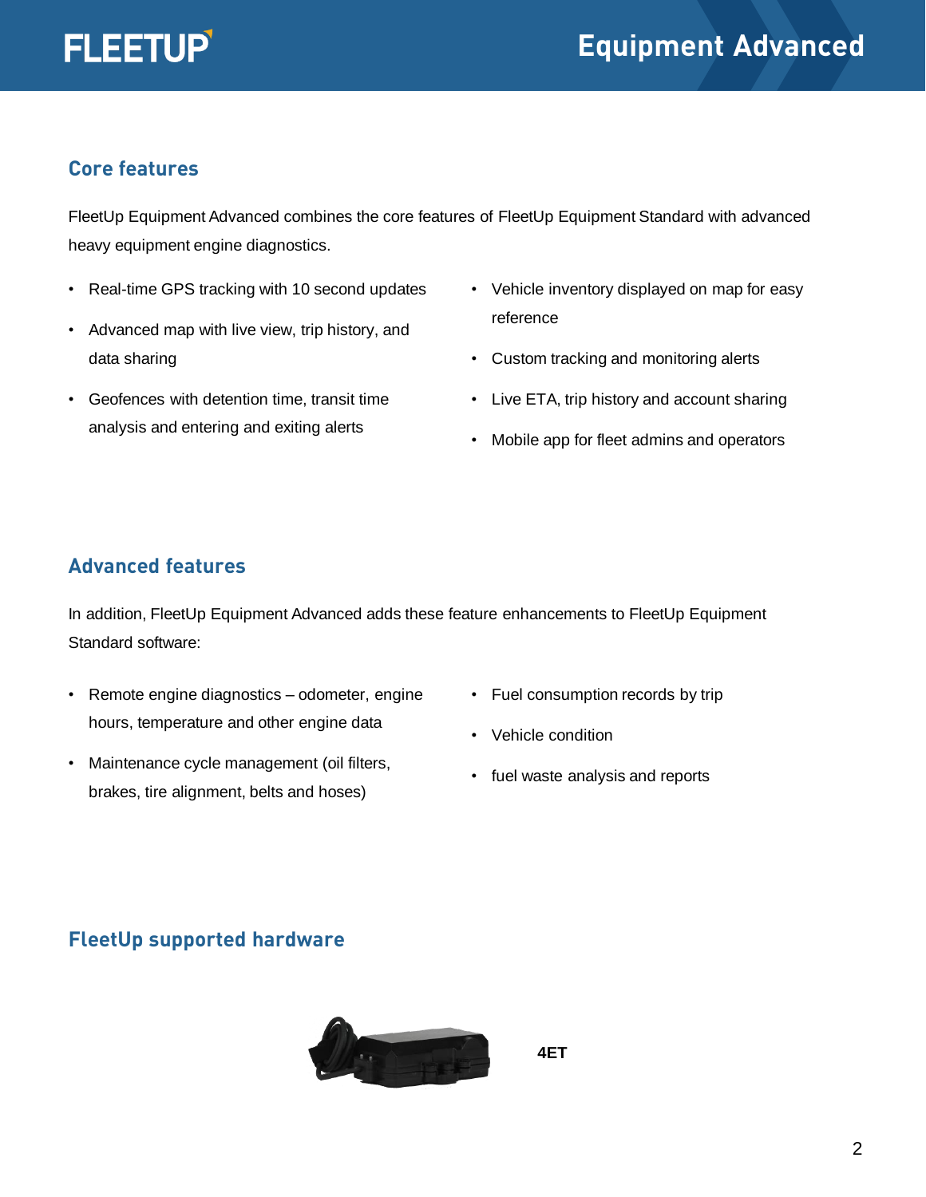# Equipment Advanced

## Core features

FleetUp Equipment Advanced combines the core features of FleetUp Equipment Standard with advanced heavy equipment engine diagnostics.

- Real-time GPS tracking with 10 second updates
- Advanced map with live view, trip history, and data sharing
- Geofences with detention time, transit time analysis and entering and exiting alerts
- Vehicle inventory displayed on map for easy reference
- Custom tracking and monitoring alerts
- Live ETA, trip history and account sharing
- Mobile app for fleet admins and operators

## Advanced features

In addition, FleetUp Equipment Advanced adds these feature enhancements to FleetUp Equipment Standard software:

- Remote engine diagnostics – odometer, engine hours, temperature and other engine data
- Maintenance cycle management (oil filters, brakes, tire alignment, belts and hoses)
- Fuel consumption records by trip
- Vehicle condition
- fuel waste analysis and reports

## FleetUp supported hardware

**4ET**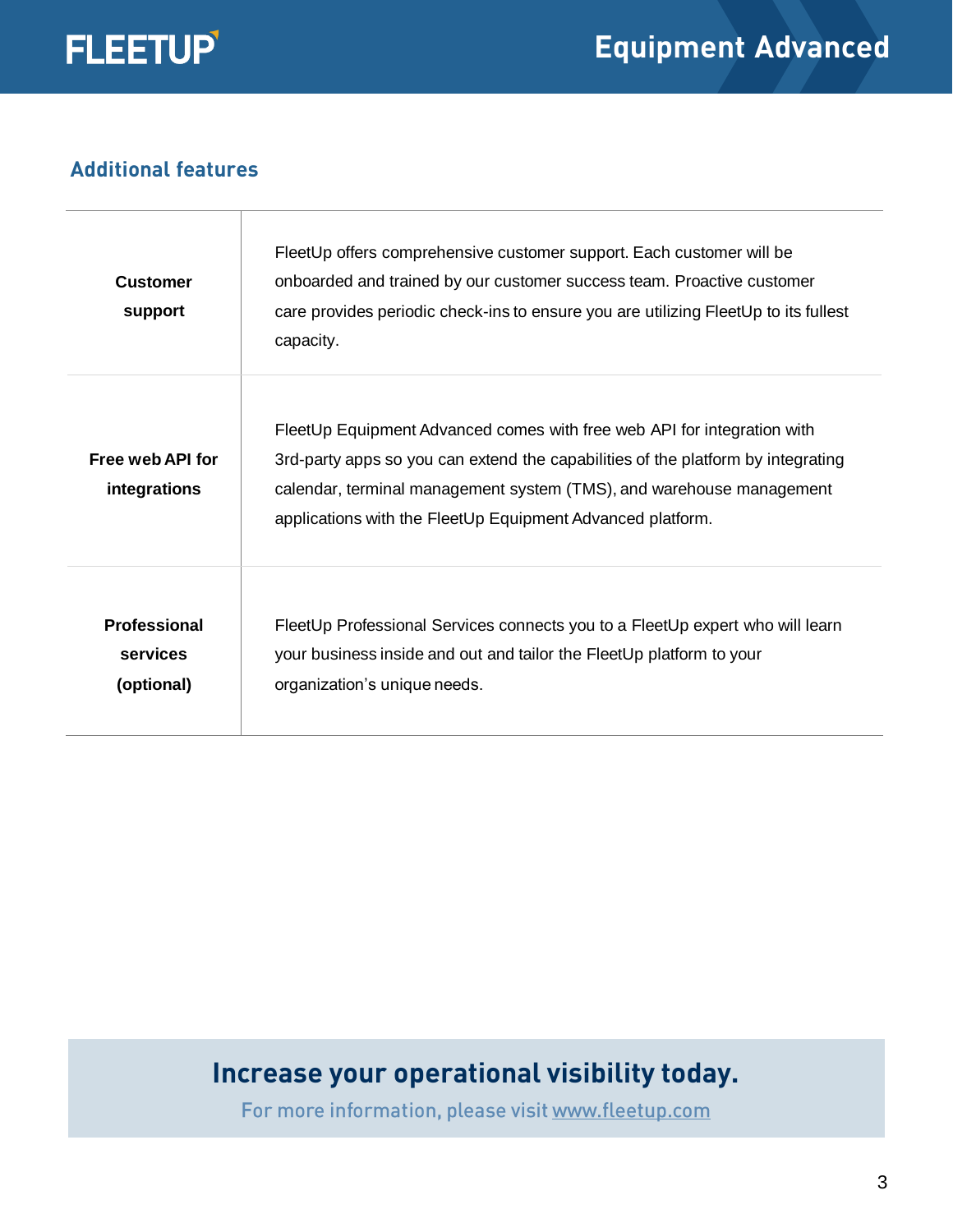## Additional features

| | |
|---|---|
| **Customer support** | FleetUp offers comprehensive customer support. Each customer will be onboarded and trained by our customer success team. Proactive customer care provides periodic check-ins to ensure you are utilizing FleetUp to its fullest capacity. |
| **Free web API for integrations** | FleetUp Equipment Advanced comes with free web API for integration with 3rd-party apps so you can extend the capabilities of the platform by integrating calendar, terminal management system (TMS), and warehouse management applications with the FleetUp Equipment Advanced platform. |
| **Professional services (optional)** | FleetUp Professional Services connects you to a FleetUp expert who will learn your business inside and out and tailor the FleetUp platform to your organization's unique needs. |

## Increase your operational visibility today.

For more information, please visit www.fleetup.com